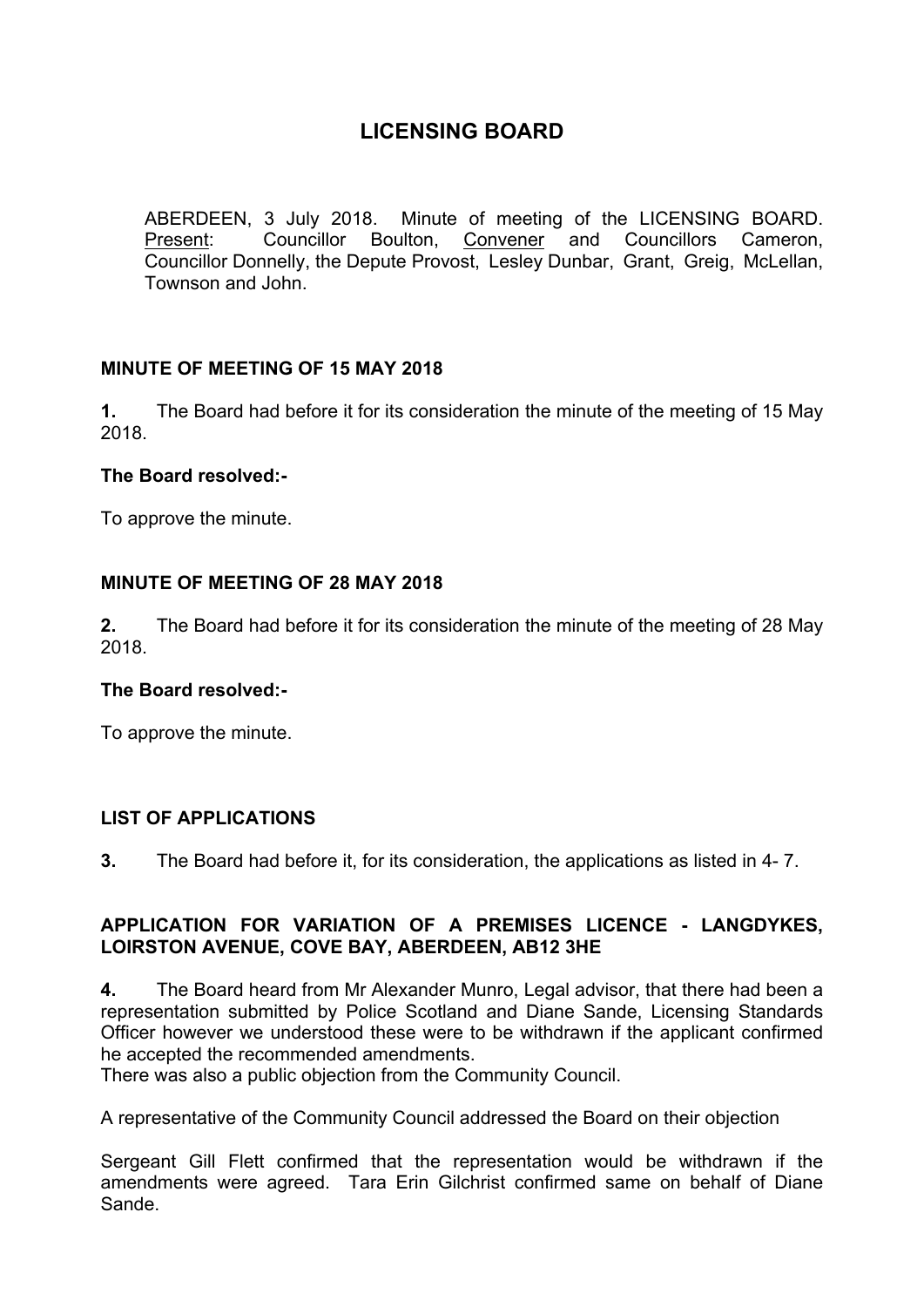# LICENSING BOARD

ABERDEEN, 3 July 2018. Minute of meeting of the LICENSING BOARD. Present: Councillor Boulton, Convener and Councillors Cameron, Councillor Donnelly, the Depute Provost, Lesley Dunbar, Grant, Greig, McLellan, Townson and John.

## MINUTE OF MEETING OF 15 MAY 2018

**1.** The Board had before it for its consideration the minute of the meeting of 15 May 2018.

**The Board resolved:-**

To approve the minute.

## MINUTE OF MEETING OF 28 MAY 2018

**2.** The Board had before it for its consideration the minute of the meeting of 28 May 2018.

**The Board resolved:-**

To approve the minute.

## LIST OF APPLICATIONS

**3.** The Board had before it, for its consideration, the applications as listed in 4- 7.

## APPLICATION FOR VARIATION OF A PREMISES LICENCE - LANGDYKES, LOIRSTON AVENUE, COVE BAY, ABERDEEN, AB12 3HE

**4.** The Board heard from Mr Alexander Munro, Legal advisor, that there had been a representation submitted by Police Scotland and Diane Sande, Licensing Standards Officer however we understood these were to be withdrawn if the applicant confirmed he accepted the recommended amendments.
There was also a public objection from the Community Council.

A representative of the Community Council addressed the Board on their objection

Sergeant Gill Flett confirmed that the representation would be withdrawn if the amendments were agreed. Tara Erin Gilchrist confirmed same on behalf of Diane Sande.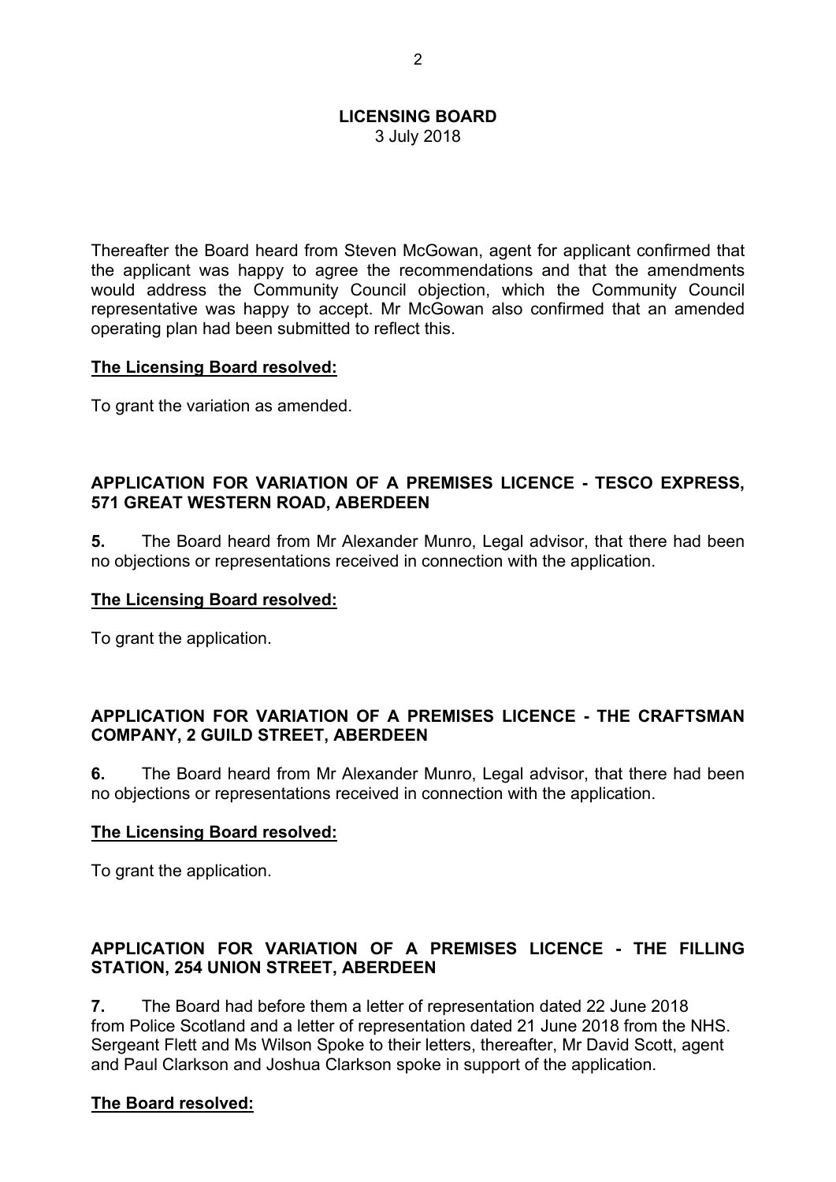**LICENSING BOARD**
3 July 2018

Thereafter the Board heard from Steven McGowan, agent for applicant confirmed that the applicant was happy to agree the recommendations and that the amendments would address the Community Council objection, which the Community Council representative was happy to accept. Mr McGowan also confirmed that an amended operating plan had been submitted to reflect this.

**The Licensing Board resolved:**

To grant the variation as amended.

## APPLICATION FOR VARIATION OF A PREMISES LICENCE - TESCO EXPRESS, 571 GREAT WESTERN ROAD, ABERDEEN

**5.** The Board heard from Mr Alexander Munro, Legal advisor, that there had been no objections or representations received in connection with the application.

**The Licensing Board resolved:**

To grant the application.

## APPLICATION FOR VARIATION OF A PREMISES LICENCE - THE CRAFTSMAN COMPANY, 2 GUILD STREET, ABERDEEN

**6.** The Board heard from Mr Alexander Munro, Legal advisor, that there had been no objections or representations received in connection with the application.

**The Licensing Board resolved:**

To grant the application.

## APPLICATION FOR VARIATION OF A PREMISES LICENCE - THE FILLING STATION, 254 UNION STREET, ABERDEEN

**7.** The Board had before them a letter of representation dated 22 June 2018 from Police Scotland and a letter of representation dated 21 June 2018 from the NHS. Sergeant Flett and Ms Wilson Spoke to their letters, thereafter, Mr David Scott, agent and Paul Clarkson and Joshua Clarkson spoke in support of the application.

**The Board resolved:**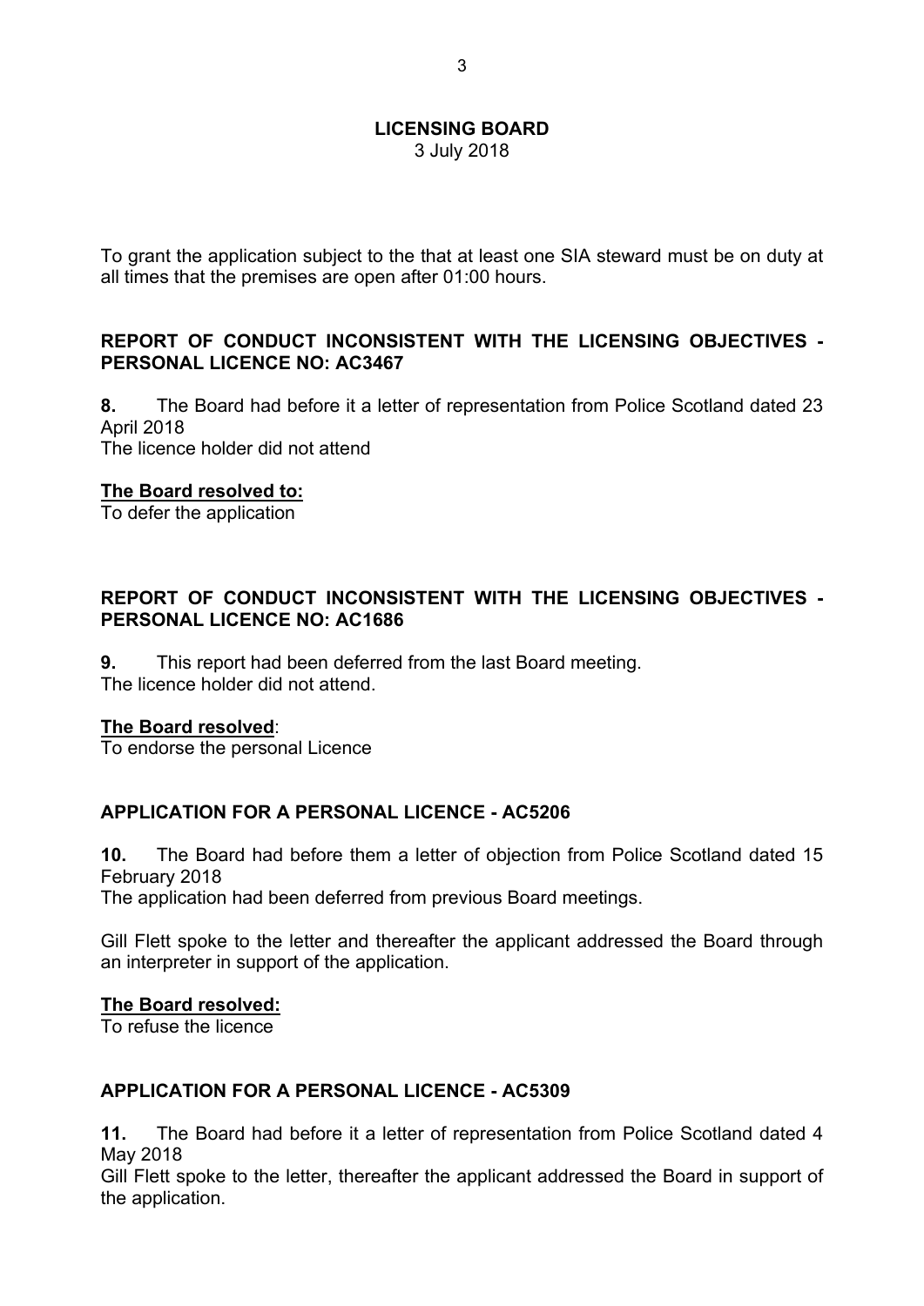To grant the application subject to the that at least one SIA steward must be on duty at all times that the premises are open after 01:00 hours.

## REPORT OF CONDUCT INCONSISTENT WITH THE LICENSING OBJECTIVES - PERSONAL LICENCE NO: AC3467

**8.** The Board had before it a letter of representation from Police Scotland dated 23 April 2018
The licence holder did not attend

**The Board resolved to:**
To defer the application

## REPORT OF CONDUCT INCONSISTENT WITH THE LICENSING OBJECTIVES - PERSONAL LICENCE NO: AC1686

**9.** This report had been deferred from the last Board meeting.
The licence holder did not attend.

**The Board resolved**:
To endorse the personal Licence

## APPLICATION FOR A PERSONAL LICENCE - AC5206

**10.** The Board had before them a letter of objection from Police Scotland dated 15 February 2018
The application had been deferred from previous Board meetings.

Gill Flett spoke to the letter and thereafter the applicant addressed the Board through an interpreter in support of the application.

**The Board resolved:**
To refuse the licence

## APPLICATION FOR A PERSONAL LICENCE - AC5309

**11.** The Board had before it a letter of representation from Police Scotland dated 4 May 2018
Gill Flett spoke to the letter, thereafter the applicant addressed the Board in support of the application.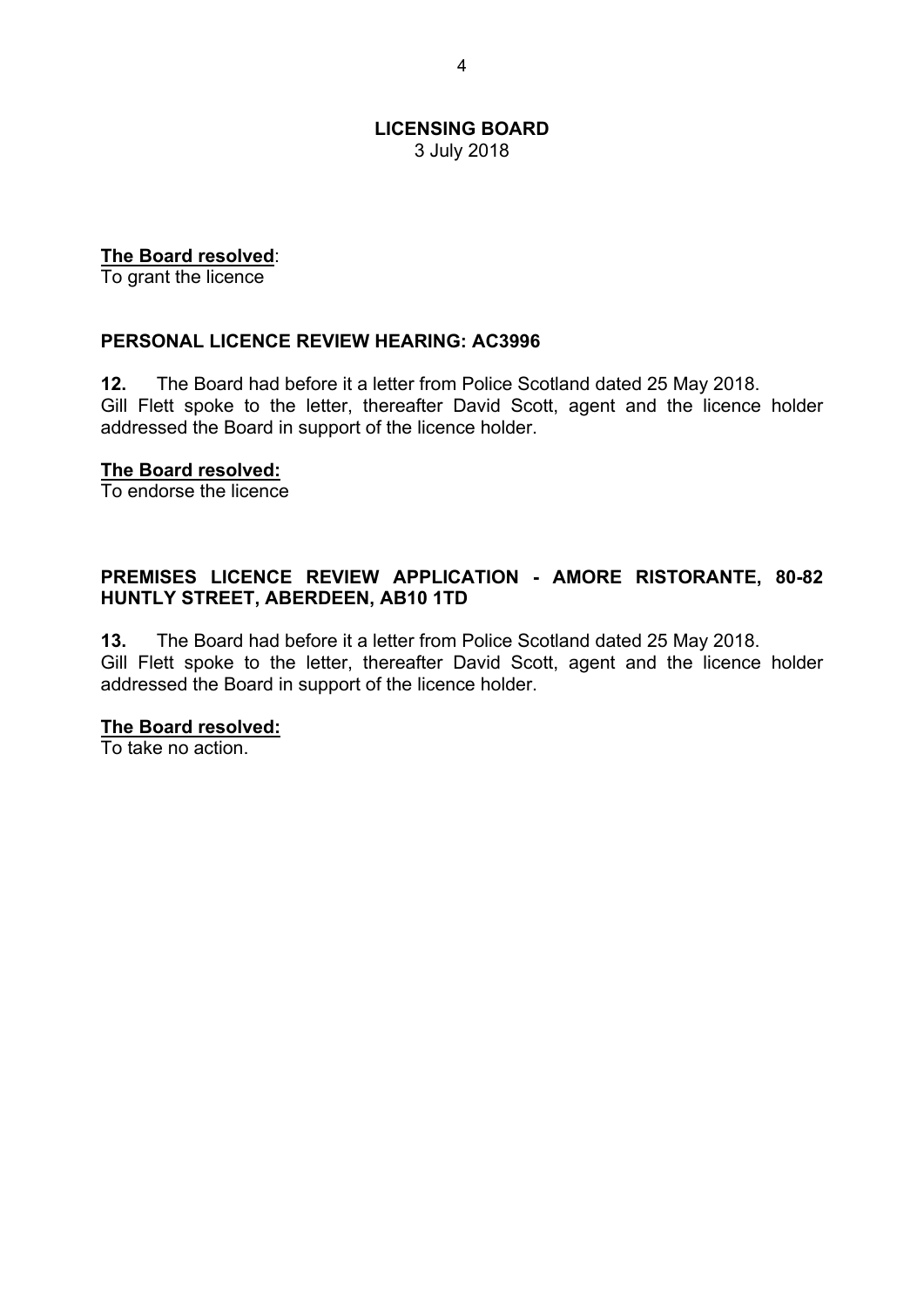**The Board resolved**:
To grant the licence

## PERSONAL LICENCE REVIEW HEARING: AC3996

**12.** The Board had before it a letter from Police Scotland dated 25 May 2018.
Gill Flett spoke to the letter, thereafter David Scott, agent and the licence holder addressed the Board in support of the licence holder.

**The Board resolved:**
To endorse the licence

## PREMISES LICENCE REVIEW APPLICATION - AMORE RISTORANTE, 80-82 HUNTLY STREET, ABERDEEN, AB10 1TD

**13.** The Board had before it a letter from Police Scotland dated 25 May 2018.
Gill Flett spoke to the letter, thereafter David Scott, agent and the licence holder addressed the Board in support of the licence holder.

**The Board resolved:**
To take no action.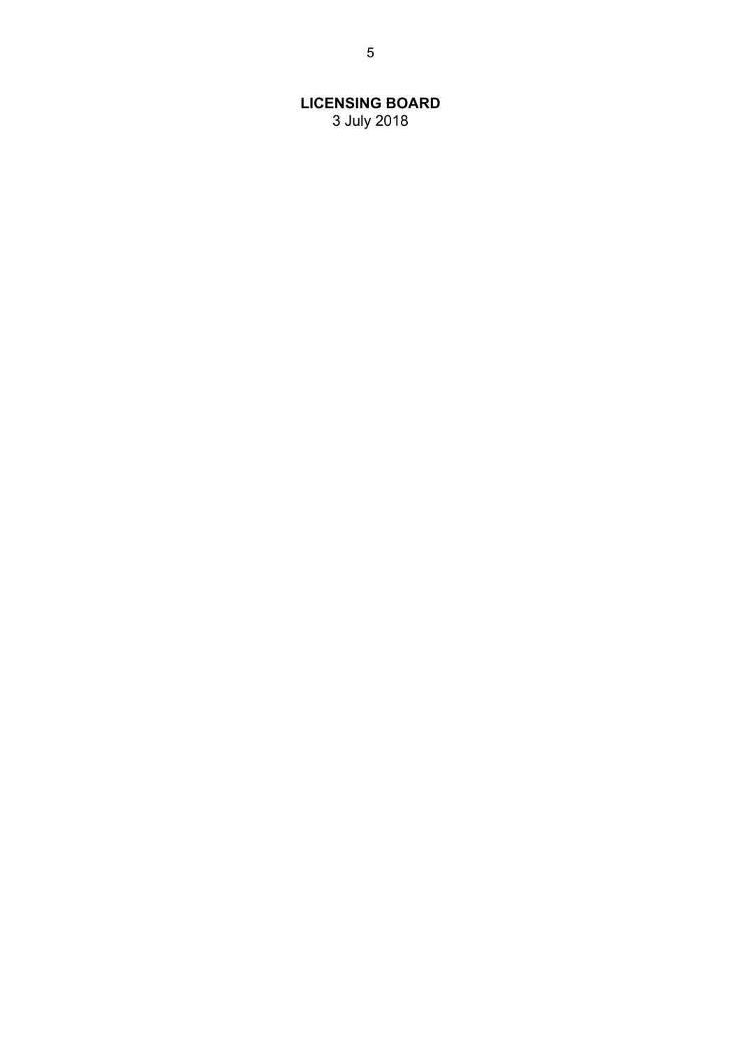**LICENSING BOARD**
3 July 2018